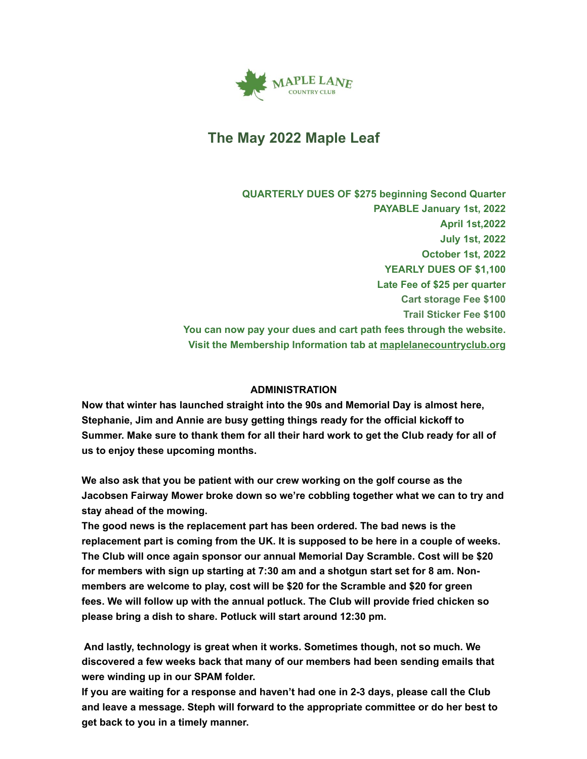MAPLE LANE
COUNTRY CLUB

# The May 2022 Maple Leaf

**QUARTERLY DUES OF $275 beginning Second Quarter**
**PAYABLE January 1st, 2022**
**April 1st,2022**
**July 1st, 2022**
**October 1st, 2022**
**YEARLY DUES OF $1,100**
**Late Fee of $25 per quarter**
**Cart storage Fee $100**
**Trail Sticker Fee $100**
**You can now pay your dues and cart path fees through the website.**
**Visit the Membership Information tab at maplelanecountryclub.org**

## ADMINISTRATION

**Now that winter has launched straight into the 90s and Memorial Day is almost here, Stephanie, Jim and Annie are busy getting things ready for the official kickoff to Summer. Make sure to thank them for all their hard work to get the Club ready for all of us to enjoy these upcoming months.**

**We also ask that you be patient with our crew working on the golf course as the Jacobsen Fairway Mower broke down so we're cobbling together what we can to try and stay ahead of the mowing.**
**The good news is the replacement part has been ordered. The bad news is the replacement part is coming from the UK. It is supposed to be here in a couple of weeks. The Club will once again sponsor our annual Memorial Day Scramble. Cost will be $20 for members with sign up starting at 7:30 am and a shotgun start set for 8 am. Non-members are welcome to play, cost will be $20 for the Scramble and $20 for green fees. We will follow up with the annual potluck. The Club will provide fried chicken so please bring a dish to share. Potluck will start around 12:30 pm.**

**And lastly, technology is great when it works. Sometimes though, not so much. We discovered a few weeks back that many of our members had been sending emails that were winding up in our SPAM folder.**
**If you are waiting for a response and haven't had one in 2-3 days, please call the Club and leave a message. Steph will forward to the appropriate committee or do her best to get back to you in a timely manner.**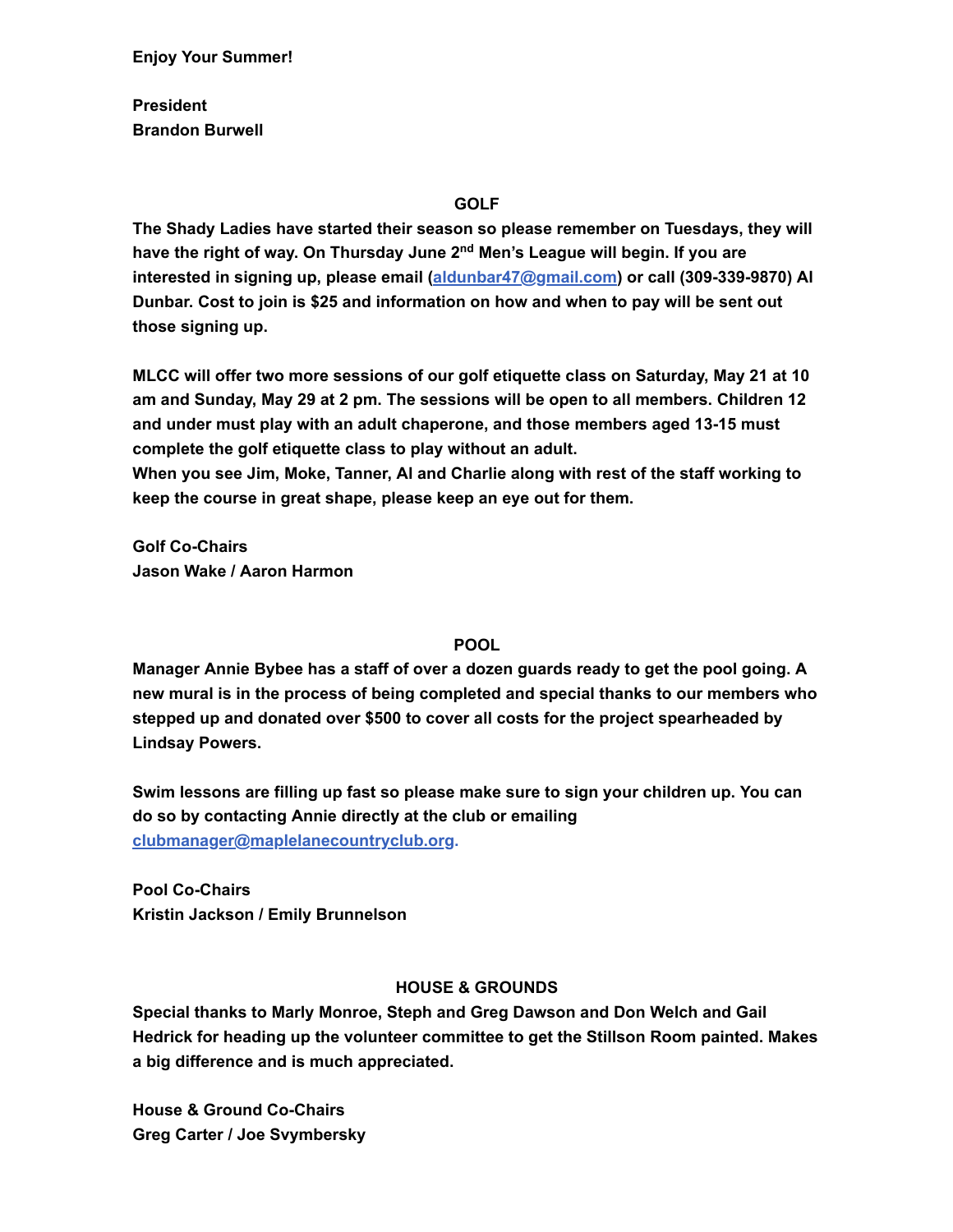**Enjoy Your Summer!**

**President**
**Brandon Burwell**

## GOLF

**The Shady Ladies have started their season so please remember on Tuesdays, they will have the right of way. On Thursday June 2nd Men's League will begin. If you are interested in signing up, please email ([aldunbar47@gmail.com](mailto:aldunbar47@gmail.com)) or call (309-339-9870) Al Dunbar. Cost to join is $25 and information on how and when to pay will be sent out those signing up.**

**MLCC will offer two more sessions of our golf etiquette class on Saturday, May 21 at 10 am and Sunday, May 29 at 2 pm. The sessions will be open to all members. Children 12 and under must play with an adult chaperone, and those members aged 13-15 must complete the golf etiquette class to play without an adult.**
**When you see Jim, Moke, Tanner, Al and Charlie along with rest of the staff working to keep the course in great shape, please keep an eye out for them.**

**Golf Co-Chairs**
**Jason Wake / Aaron Harmon**

## POOL

**Manager Annie Bybee has a staff of over a dozen guards ready to get the pool going. A new mural is in the process of being completed and special thanks to our members who stepped up and donated over $500 to cover all costs for the project spearheaded by Lindsay Powers.**

**Swim lessons are filling up fast so please make sure to sign your children up. You can do so by contacting Annie directly at the club or emailing [clubmanager@maplelanecountryclub.org](mailto:clubmanager@maplelanecountryclub.org).**

**Pool Co-Chairs**
**Kristin Jackson / Emily Brunnelson**

## HOUSE & GROUNDS

**Special thanks to Marly Monroe, Steph and Greg Dawson and Don Welch and Gail Hedrick for heading up the volunteer committee to get the Stillson Room painted. Makes a big difference and is much appreciated.**

**House & Ground Co-Chairs**
**Greg Carter / Joe Svymbersky**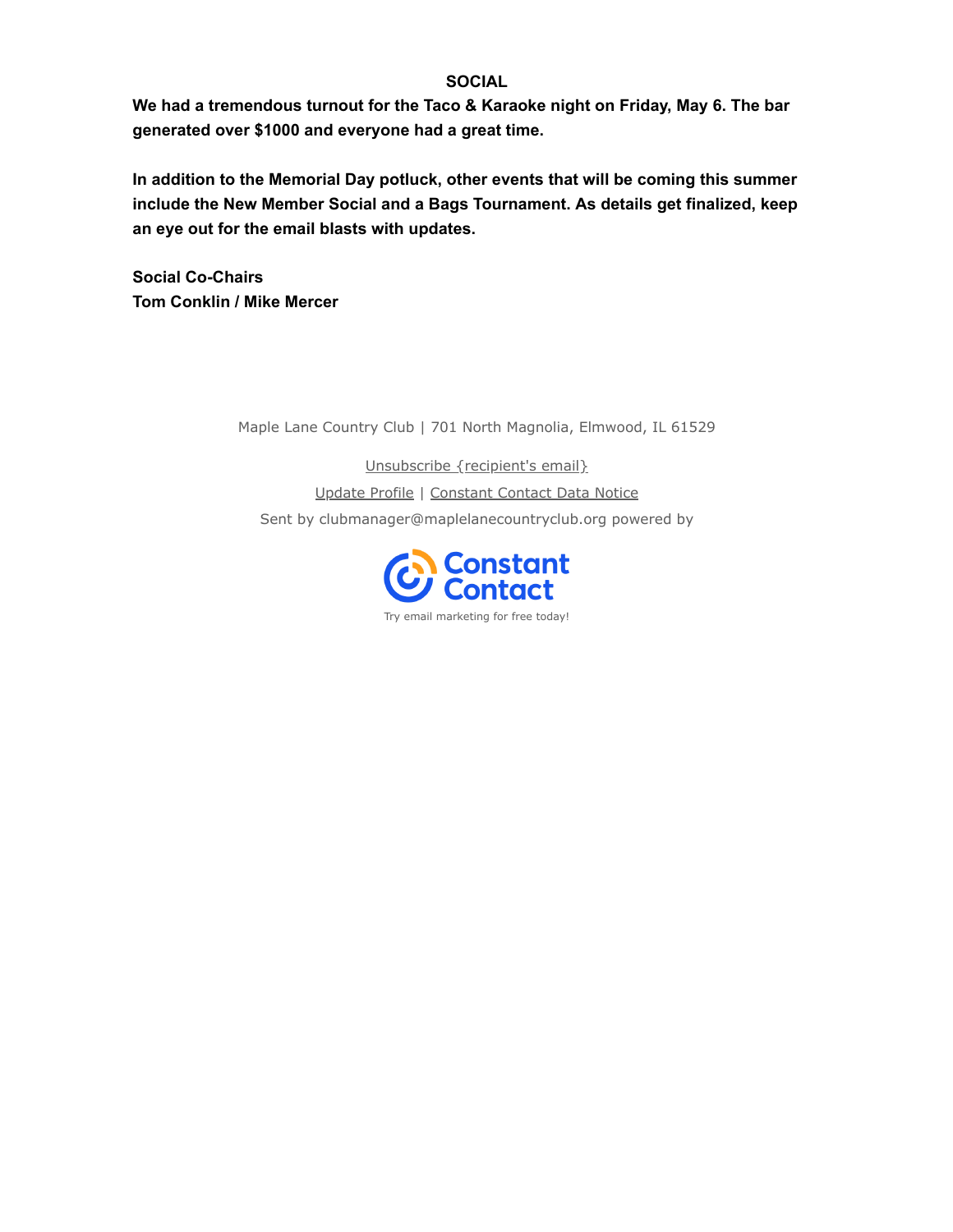## SOCIAL

**We had a tremendous turnout for the Taco & Karaoke night on Friday, May 6. The bar generated over $1000 and everyone had a great time.**

**In addition to the Memorial Day potluck, other events that will be coming this summer include the New Member Social and a Bags Tournament. As details get finalized, keep an eye out for the email blasts with updates.**

**Social Co-Chairs**
**Tom Conklin / Mike Mercer**

Maple Lane Country Club | 701 North Magnolia, Elmwood, IL 61529

Unsubscribe {recipient's email}

Update Profile | Constant Contact Data Notice

Sent by clubmanager@maplelanecountryclub.org powered by

Constant Contact

Try email marketing for free today!